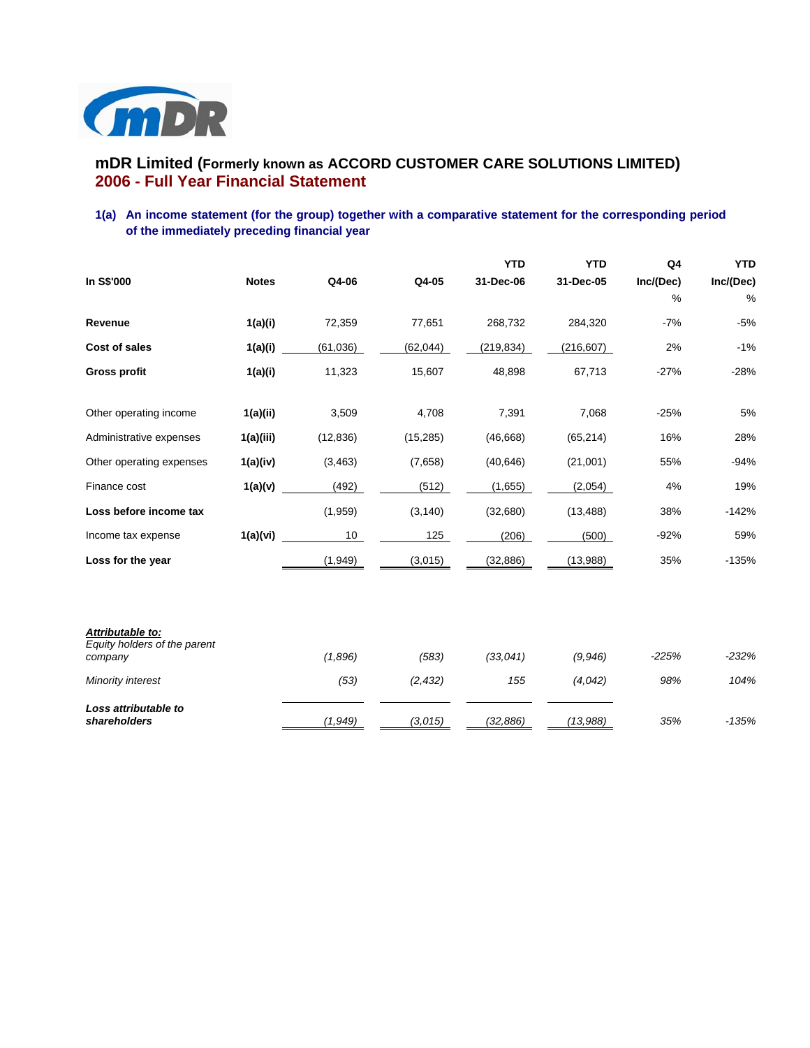# mDR Limited (Formerly known as ACCORD CUSTOMER CARE SOLUTIONS LIMITED)

## 2006 - Full Year Financial Statement

### 1(a) An income statement (for the group) together with a comparative statement for the corresponding period of the immediately preceding financial year

| In S$'000 | Notes | Q4-06 | Q4-05 | YTD 31-Dec-06 | YTD 31-Dec-05 | Q4 Inc/(Dec) % | YTD Inc/(Dec) % |
|---|---|---|---|---|---|---|---|
| **Revenue** | **1(a)(i)** | 72,359 | 77,651 | 268,732 | 284,320 | -7% | -5% |
| **Cost of sales** | **1(a)(i)** | (61,036) | (62,044) | (219,834) | (216,607) | 2% | -1% |
| **Gross profit** | **1(a)(i)** | 11,323 | 15,607 | 48,898 | 67,713 | -27% | -28% |
| Other operating income | **1(a)(ii)** | 3,509 | 4,708 | 7,391 | 7,068 | -25% | 5% |
| Administrative expenses | **1(a)(iii)** | (12,836) | (15,285) | (46,668) | (65,214) | 16% | 28% |
| Other operating expenses | **1(a)(iv)** | (3,463) | (7,658) | (40,646) | (21,001) | 55% | -94% |
| Finance cost | **1(a)(v)** | (492) | (512) | (1,655) | (2,054) | 4% | 19% |
| **Loss before income tax** | | (1,959) | (3,140) | (32,680) | (13,488) | 38% | -142% |
| Income tax expense | **1(a)(vi)** | 10 | 125 | (206) | (500) | -92% | 59% |
| **Loss for the year** | | (1,949) | (3,015) | (32,886) | (13,988) | 35% | -135% |
| ***Attributable to:*** | | | | | | | |
| *Equity holders of the parent company* | | *(1,896)* | *(583)* | *(33,041)* | *(9,946)* | *-225%* | *-232%* |
| *Minority interest* | | *(53)* | *(2,432)* | *155* | *(4,042)* | *98%* | *104%* |
| ***Loss attributable to shareholders*** | | *(1,949)* | *(3,015)* | *(32,886)* | *(13,988)* | *35%* | *-135%* |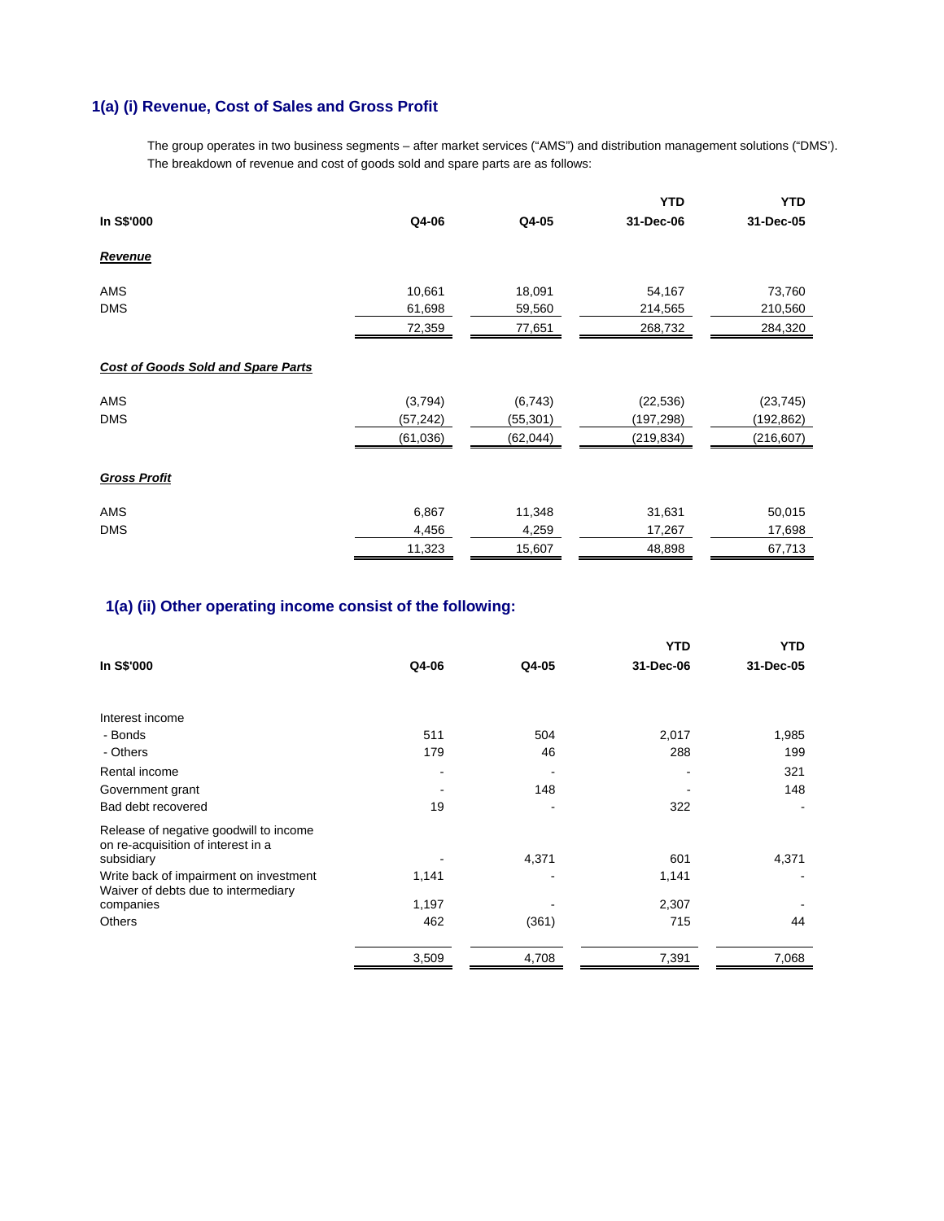## 1(a) (i) Revenue, Cost of Sales and Gross Profit

The group operates in two business segments – after market services ("AMS") and distribution management solutions ("DMS'). The breakdown of revenue and cost of goods sold and spare parts are as follows:

| In S$'000 | Q4-06 | Q4-05 | YTD 31-Dec-06 | YTD 31-Dec-05 |
|---|---|---|---|---|
| ***Revenue*** | | | | |
| AMS | 10,661 | 18,091 | 54,167 | 73,760 |
| DMS | 61,698 | 59,560 | 214,565 | 210,560 |
| | 72,359 | 77,651 | 268,732 | 284,320 |
| ***Cost of Goods Sold and Spare Parts*** | | | | |
| AMS | (3,794) | (6,743) | (22,536) | (23,745) |
| DMS | (57,242) | (55,301) | (197,298) | (192,862) |
| | (61,036) | (62,044) | (219,834) | (216,607) |
| ***Gross Profit*** | | | | |
| AMS | 6,867 | 11,348 | 31,631 | 50,015 |
| DMS | 4,456 | 4,259 | 17,267 | 17,698 |
| | 11,323 | 15,607 | 48,898 | 67,713 |

## 1(a) (ii) Other operating income consist of the following:

| In S$'000 | Q4-06 | Q4-05 | YTD 31-Dec-06 | YTD 31-Dec-05 |
|---|---|---|---|---|
| Interest income | | | | |
| - Bonds | 511 | 504 | 2,017 | 1,985 |
| - Others | 179 | 46 | 288 | 199 |
| Rental income | - | - | - | 321 |
| Government grant | - | 148 | - | 148 |
| Bad debt recovered | 19 | - | 322 | - |
| Release of negative goodwill to income on re-acquisition of interest in a subsidiary | - | 4,371 | 601 | 4,371 |
| Write back of impairment on investment | 1,141 | - | 1,141 | - |
| Waiver of debts due to intermediary companies | 1,197 | - | 2,307 | - |
| Others | 462 | (361) | 715 | 44 |
| | 3,509 | 4,708 | 7,391 | 7,068 |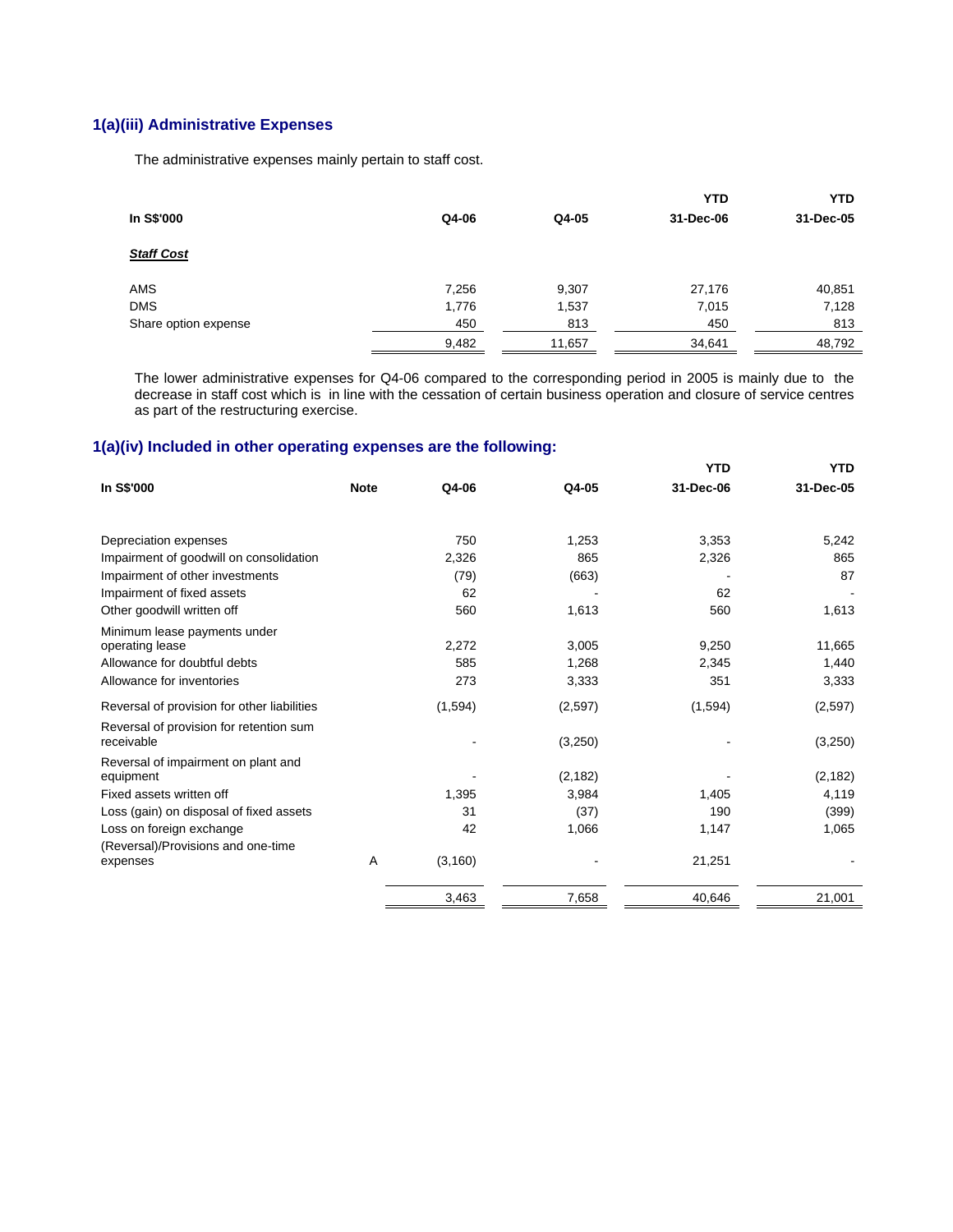### 1(a)(iii) Administrative Expenses

The administrative expenses mainly pertain to staff cost.

| In S$'000 | Q4-06 | Q4-05 | YTD 31-Dec-06 | YTD 31-Dec-05 |
|---|---|---|---|---|
| ***Staff Cost*** | | | | |
| AMS | 7,256 | 9,307 | 27,176 | 40,851 |
| DMS | 1,776 | 1,537 | 7,015 | 7,128 |
| Share option expense | 450 | 813 | 450 | 813 |
| | 9,482 | 11,657 | 34,641 | 48,792 |

The lower administrative expenses for Q4-06 compared to the corresponding period in 2005 is mainly due to the decrease in staff cost which is in line with the cessation of certain business operation and closure of service centres as part of the restructuring exercise.

### 1(a)(iv) Included in other operating expenses are the following:

| In S$'000 | Note | Q4-06 | Q4-05 | YTD 31-Dec-06 | YTD 31-Dec-05 |
|---|---|---|---|---|---|
| Depreciation expenses | | 750 | 1,253 | 3,353 | 5,242 |
| Impairment of goodwill on consolidation | | 2,326 | 865 | 2,326 | 865 |
| Impairment of other investments | | (79) | (663) | - | 87 |
| Impairment of fixed assets | | 62 | - | 62 | - |
| Other goodwill written off | | 560 | 1,613 | 560 | 1,613 |
| Minimum lease payments under operating lease | | 2,272 | 3,005 | 9,250 | 11,665 |
| Allowance for doubtful debts | | 585 | 1,268 | 2,345 | 1,440 |
| Allowance for inventories | | 273 | 3,333 | 351 | 3,333 |
| Reversal of provision for other liabilities | | (1,594) | (2,597) | (1,594) | (2,597) |
| Reversal of provision for retention sum receivable | | - | (3,250) | - | (3,250) |
| Reversal of impairment on plant and equipment | | - | (2,182) | - | (2,182) |
| Fixed assets written off | | 1,395 | 3,984 | 1,405 | 4,119 |
| Loss (gain) on disposal of fixed assets | | 31 | (37) | 190 | (399) |
| Loss on foreign exchange | | 42 | 1,066 | 1,147 | 1,065 |
| (Reversal)/Provisions and one-time expenses | A | (3,160) | - | 21,251 | - |
| | | 3,463 | 7,658 | 40,646 | 21,001 |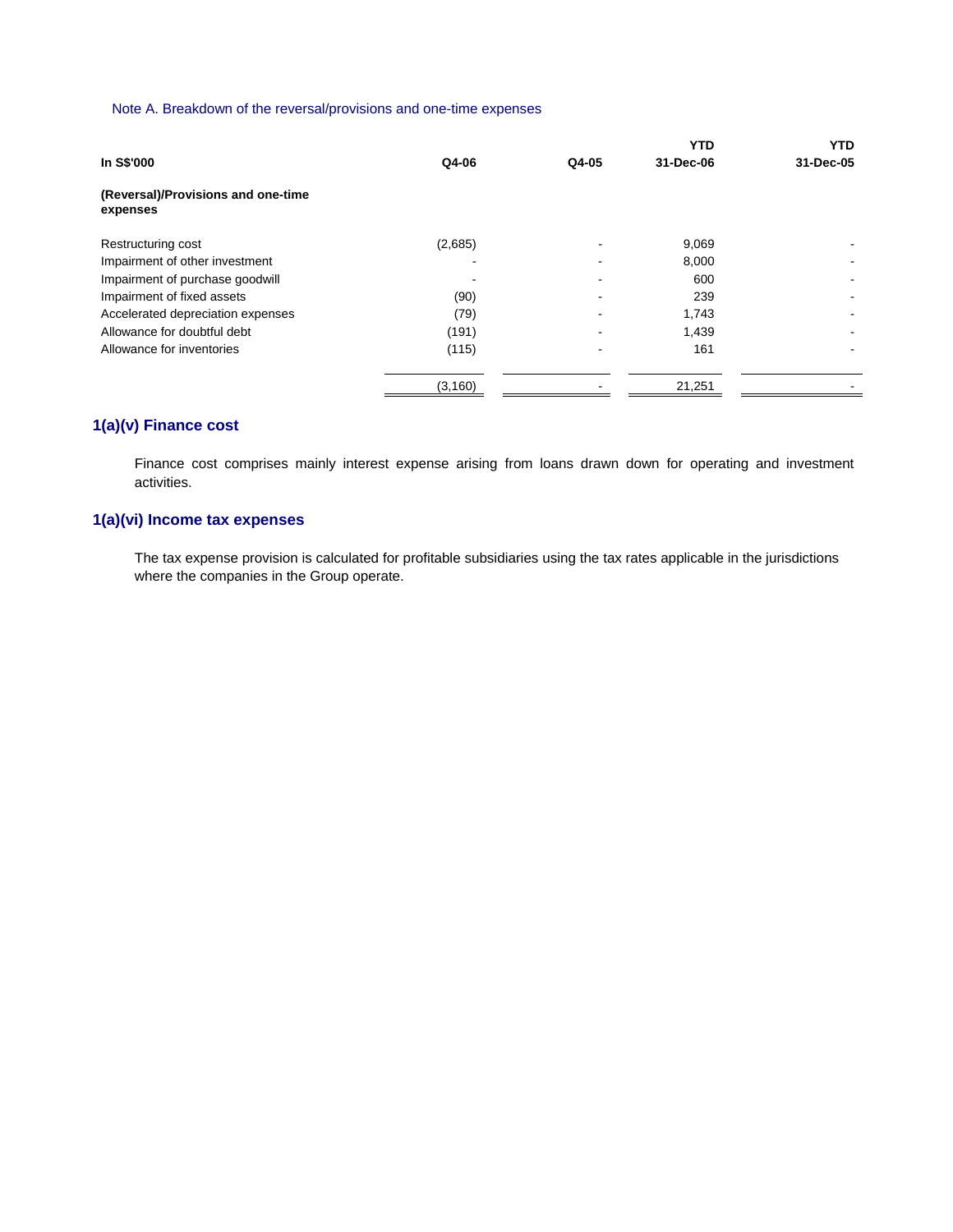Note A. Breakdown of the reversal/provisions and one-time expenses

| In S$'000 | Q4-06 | Q4-05 | YTD 31-Dec-06 | YTD 31-Dec-05 |
|---|---|---|---|---|
| **(Reversal)/Provisions and one-time expenses** | | | | |
| Restructuring cost | (2,685) | - | 9,069 | - |
| Impairment of other investment | - | - | 8,000 | - |
| Impairment of purchase goodwill | - | - | 600 | - |
| Impairment of fixed assets | (90) | - | 239 | - |
| Accelerated depreciation expenses | (79) | - | 1,743 | - |
| Allowance for doubtful debt | (191) | - | 1,439 | - |
| Allowance for inventories | (115) | - | 161 | - |
| | (3,160) | - | 21,251 | - |

## 1(a)(v) Finance cost

Finance cost comprises mainly interest expense arising from loans drawn down for operating and investment activities.

## 1(a)(vi) Income tax expenses

The tax expense provision is calculated for profitable subsidiaries using the tax rates applicable in the jurisdictions where the companies in the Group operate.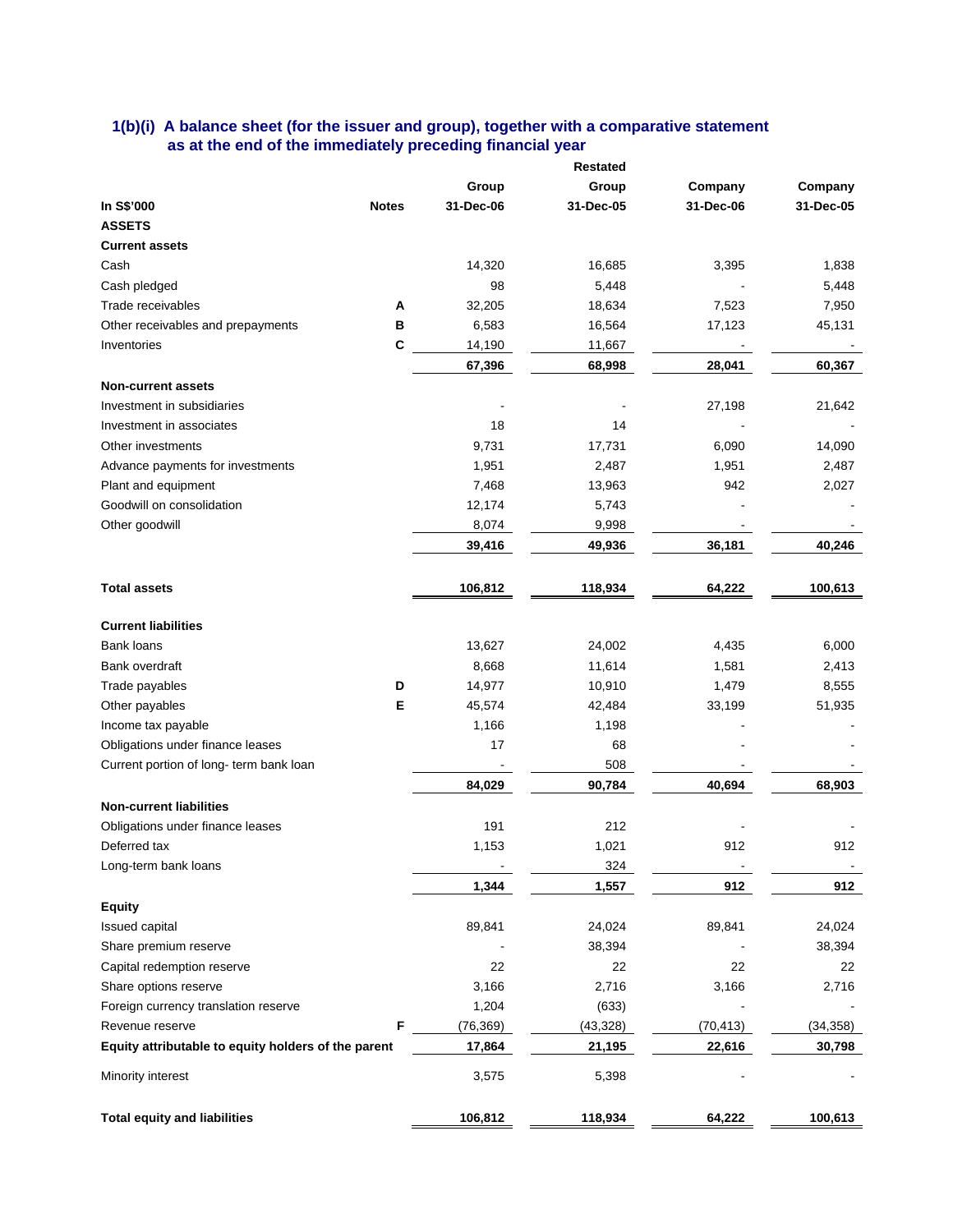### 1(b)(i) A balance sheet (for the issuer and group), together with a comparative statement as at the end of the immediately preceding financial year

| In S$'000 | Notes | Group 31-Dec-06 | Restated Group 31-Dec-05 | Company 31-Dec-06 | Company 31-Dec-05 |
|---|---|---|---|---|---|
| **ASSETS** | | | | | |
| **Current assets** | | | | | |
| Cash | | 14,320 | 16,685 | 3,395 | 1,838 |
| Cash pledged | | 98 | 5,448 | - | 5,448 |
| Trade receivables | A | 32,205 | 18,634 | 7,523 | 7,950 |
| Other receivables and prepayments | B | 6,583 | 16,564 | 17,123 | 45,131 |
| Inventories | C | 14,190 | 11,667 | - | - |
| | | **67,396** | **68,998** | **28,041** | **60,367** |
| **Non-current assets** | | | | | |
| Investment in subsidiaries | | - | - | 27,198 | 21,642 |
| Investment in associates | | 18 | 14 | - | - |
| Other investments | | 9,731 | 17,731 | 6,090 | 14,090 |
| Advance payments for investments | | 1,951 | 2,487 | 1,951 | 2,487 |
| Plant and equipment | | 7,468 | 13,963 | 942 | 2,027 |
| Goodwill on consolidation | | 12,174 | 5,743 | - | - |
| Other goodwill | | 8,074 | 9,998 | - | - |
| | | **39,416** | **49,936** | **36,181** | **40,246** |
| **Total assets** | | **106,812** | **118,934** | **64,222** | **100,613** |
| **Current liabilities** | | | | | |
| Bank loans | | 13,627 | 24,002 | 4,435 | 6,000 |
| Bank overdraft | | 8,668 | 11,614 | 1,581 | 2,413 |
| Trade payables | D | 14,977 | 10,910 | 1,479 | 8,555 |
| Other payables | E | 45,574 | 42,484 | 33,199 | 51,935 |
| Income tax payable | | 1,166 | 1,198 | - | - |
| Obligations under finance leases | | 17 | 68 | - | - |
| Current portion of long- term bank loan | | - | 508 | - | - |
| | | **84,029** | **90,784** | **40,694** | **68,903** |
| **Non-current liabilities** | | | | | |
| Obligations under finance leases | | 191 | 212 | - | - |
| Deferred tax | | 1,153 | 1,021 | 912 | 912 |
| Long-term bank loans | | - | 324 | - | - |
| | | **1,344** | **1,557** | **912** | **912** |
| **Equity** | | | | | |
| Issued capital | | 89,841 | 24,024 | 89,841 | 24,024 |
| Share premium reserve | | - | 38,394 | - | 38,394 |
| Capital redemption reserve | | 22 | 22 | 22 | 22 |
| Share options reserve | | 3,166 | 2,716 | 3,166 | 2,716 |
| Foreign currency translation reserve | | 1,204 | (633) | - | - |
| Revenue reserve | F | (76,369) | (43,328) | (70,413) | (34,358) |
| **Equity attributable to equity holders of the parent** | | **17,864** | **21,195** | **22,616** | **30,798** |
| Minority interest | | 3,575 | 5,398 | - | - |
| **Total equity and liabilities** | | **106,812** | **118,934** | **64,222** | **100,613** |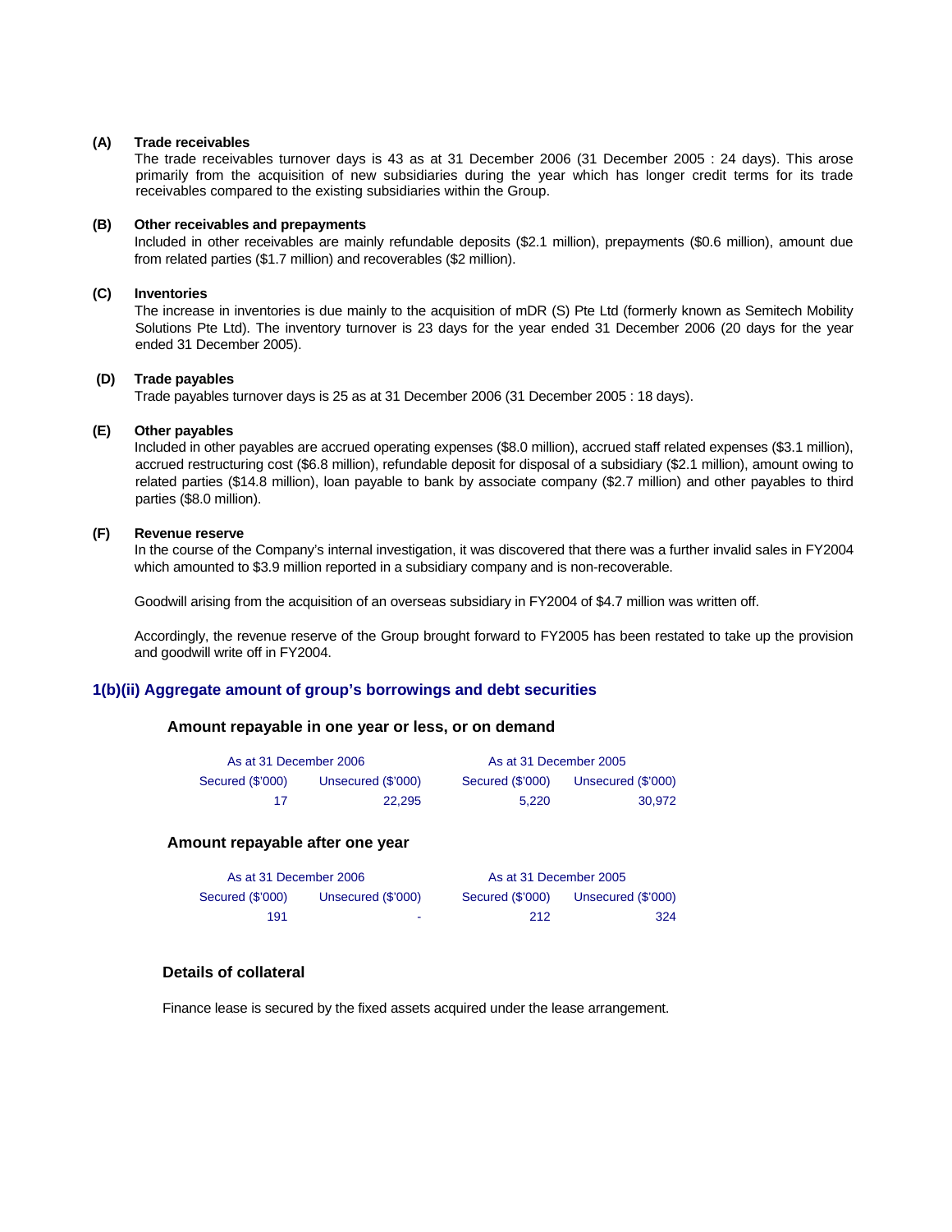**(A) Trade receivables**

The trade receivables turnover days is 43 as at 31 December 2006 (31 December 2005 : 24 days). This arose primarily from the acquisition of new subsidiaries during the year which has longer credit terms for its trade receivables compared to the existing subsidiaries within the Group.

**(B) Other receivables and prepayments**

Included in other receivables are mainly refundable deposits ($2.1 million), prepayments ($0.6 million), amount due from related parties ($1.7 million) and recoverables ($2 million).

**(C) Inventories**

The increase in inventories is due mainly to the acquisition of mDR (S) Pte Ltd (formerly known as Semitech Mobility Solutions Pte Ltd). The inventory turnover is 23 days for the year ended 31 December 2006 (20 days for the year ended 31 December 2005).

**(D) Trade payables**

Trade payables turnover days is 25 as at 31 December 2006 (31 December 2005 : 18 days).

**(E) Other payables**

Included in other payables are accrued operating expenses ($8.0 million), accrued staff related expenses ($3.1 million), accrued restructuring cost ($6.8 million), refundable deposit for disposal of a subsidiary ($2.1 million), amount owing to related parties ($14.8 million), loan payable to bank by associate company ($2.7 million) and other payables to third parties ($8.0 million).

**(F) Revenue reserve**

In the course of the Company's internal investigation, it was discovered that there was a further invalid sales in FY2004 which amounted to $3.9 million reported in a subsidiary company and is non-recoverable.

Goodwill arising from the acquisition of an overseas subsidiary in FY2004 of $4.7 million was written off.

Accordingly, the revenue reserve of the Group brought forward to FY2005 has been restated to take up the provision and goodwill write off in FY2004.

## 1(b)(ii) Aggregate amount of group's borrowings and debt securities

### Amount repayable in one year or less, or on demand

| As at 31 December 2006 | | As at 31 December 2005 | |
|---|---|---|---|
| Secured ($'000) | Unsecured ($'000) | Secured ($'000) | Unsecured ($'000) |
| 17 | 22,295 | 5,220 | 30,972 |

### Amount repayable after one year

| As at 31 December 2006 | | As at 31 December 2005 | |
|---|---|---|---|
| Secured ($'000) | Unsecured ($'000) | Secured ($'000) | Unsecured ($'000) |
| 191 | - | 212 | 324 |

### Details of collateral

Finance lease is secured by the fixed assets acquired under the lease arrangement.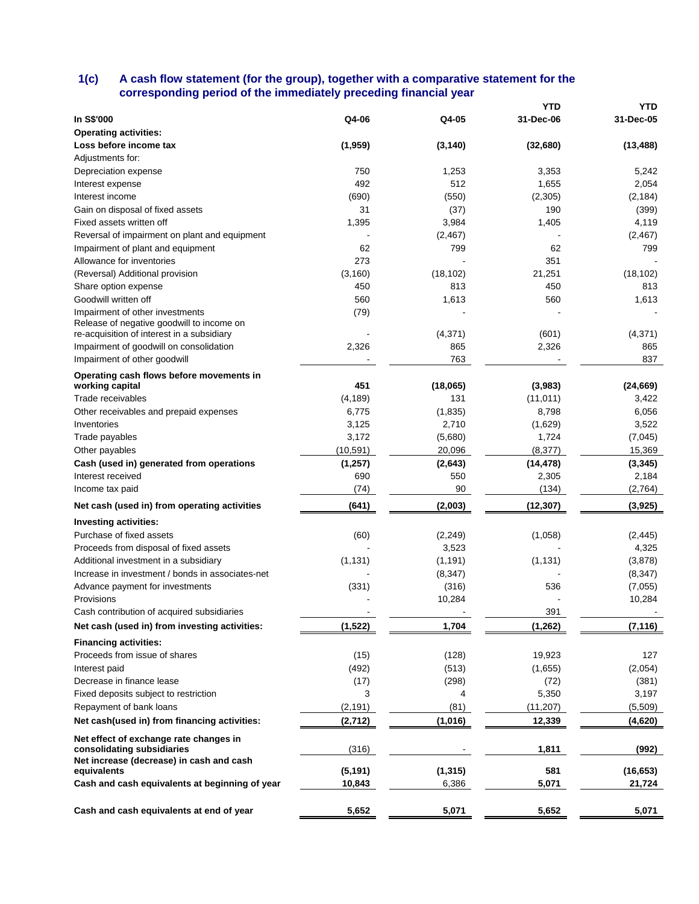## 1(c) A cash flow statement (for the group), together with a comparative statement for the corresponding period of the immediately preceding financial year

| In S$'000 | Q4-06 | Q4-05 | YTD 31-Dec-06 | YTD 31-Dec-05 |
|---|---|---|---|---|
| **Operating activities:** | | | | |
| **Loss before income tax** | **(1,959)** | **(3,140)** | **(32,680)** | **(13,488)** |
| Adjustments for: | | | | |
| Depreciation expense | 750 | 1,253 | 3,353 | 5,242 |
| Interest expense | 492 | 512 | 1,655 | 2,054 |
| Interest income | (690) | (550) | (2,305) | (2,184) |
| Gain on disposal of fixed assets | 31 | (37) | 190 | (399) |
| Fixed assets written off | 1,395 | 3,984 | 1,405 | 4,119 |
| Reversal of impairment on plant and equipment | - | (2,467) | - | (2,467) |
| Impairment of plant and equipment | 62 | 799 | 62 | 799 |
| Allowance for inventories | 273 | - | 351 | - |
| (Reversal) Additional provision | (3,160) | (18,102) | 21,251 | (18,102) |
| Share option expense | 450 | 813 | 450 | 813 |
| Goodwill written off | 560 | 1,613 | 560 | 1,613 |
| Impairment of other investments | (79) | - | - | - |
| Release of negative goodwill to income on re-acquisition of interest in a subsidiary | - | (4,371) | (601) | (4,371) |
| Impairment of goodwill on consolidation | 2,326 | 865 | 2,326 | 865 |
| Impairment of other goodwill | - | 763 | - | 837 |
| **Operating cash flows before movements in working capital** | **451** | **(18,065)** | **(3,983)** | **(24,669)** |
| Trade receivables | (4,189) | 131 | (11,011) | 3,422 |
| Other receivables and prepaid expenses | 6,775 | (1,835) | 8,798 | 6,056 |
| Inventories | 3,125 | 2,710 | (1,629) | 3,522 |
| Trade payables | 3,172 | (5,680) | 1,724 | (7,045) |
| Other payables | (10,591) | 20,096 | (8,377) | 15,369 |
| **Cash (used in) generated from operations** | **(1,257)** | **(2,643)** | **(14,478)** | **(3,345)** |
| Interest received | 690 | 550 | 2,305 | 2,184 |
| Income tax paid | (74) | 90 | (134) | (2,764) |
| **Net cash (used in) from operating activities** | **(641)** | **(2,003)** | **(12,307)** | **(3,925)** |
| **Investing activities:** | | | | |
| Purchase of fixed assets | (60) | (2,249) | (1,058) | (2,445) |
| Proceeds from disposal of fixed assets | - | 3,523 | - | 4,325 |
| Additional investment in a subsidiary | (1,131) | (1,191) | (1,131) | (3,878) |
| Increase in investment / bonds in associates-net | - | (8,347) | - | (8,347) |
| Advance payment for investments | (331) | (316) | 536 | (7,055) |
| Provisions | - | 10,284 | - | 10,284 |
| Cash contribution of acquired subsidiaries | - | - | 391 | - |
| **Net cash (used in) from investing activities:** | **(1,522)** | **1,704** | **(1,262)** | **(7,116)** |
| **Financing activities:** | | | | |
| Proceeds from issue of shares | (15) | (128) | 19,923 | 127 |
| Interest paid | (492) | (513) | (1,655) | (2,054) |
| Decrease in finance lease | (17) | (298) | (72) | (381) |
| Fixed deposits subject to restriction | 3 | 4 | 5,350 | 3,197 |
| Repayment of bank loans | (2,191) | (81) | (11,207) | (5,509) |
| **Net cash(used in) from financing activities:** | **(2,712)** | **(1,016)** | **12,339** | **(4,620)** |
| **Net effect of exchange rate changes in consolidating subsidiaries** | (316) | - | **1,811** | **(992)** |
| **Net increase (decrease) in cash and cash equivalents** | **(5,191)** | **(1,315)** | **581** | **(16,653)** |
| **Cash and cash equivalents at beginning of year** | **10,843** | 6,386 | **5,071** | **21,724** |
| **Cash and cash equivalents at end of year** | **5,652** | **5,071** | **5,652** | **5,071** |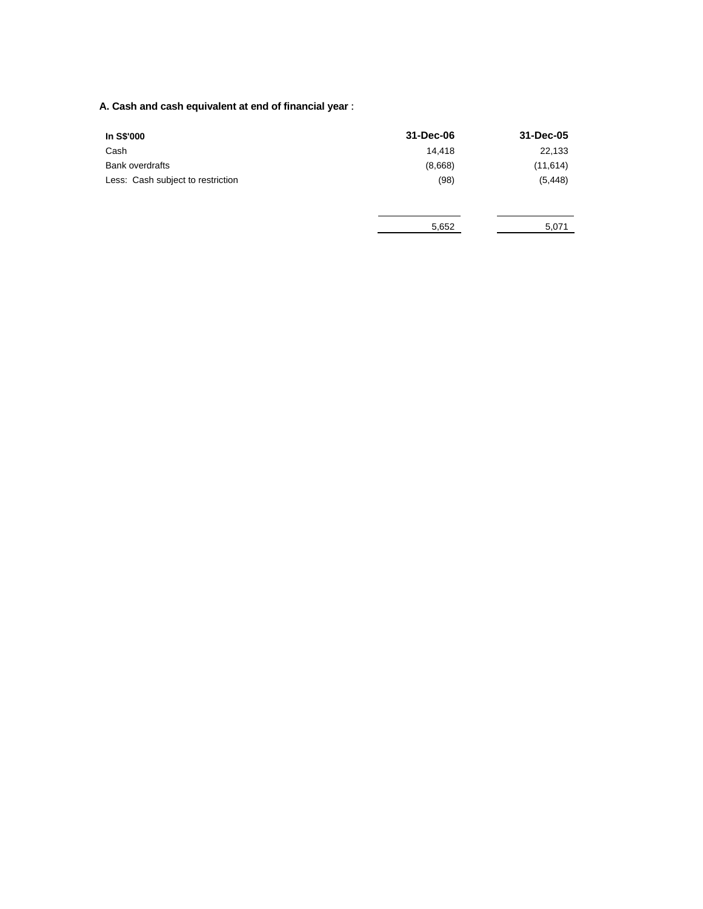**A. Cash and cash equivalent at end of financial year** :

| In S$'000 | 31-Dec-06 | 31-Dec-05 |
|---|---|---|
| Cash | 14,418 | 22,133 |
| Bank overdrafts | (8,668) | (11,614) |
| Less: Cash subject to restriction | (98) | (5,448) |
| | 5,652 | 5,071 |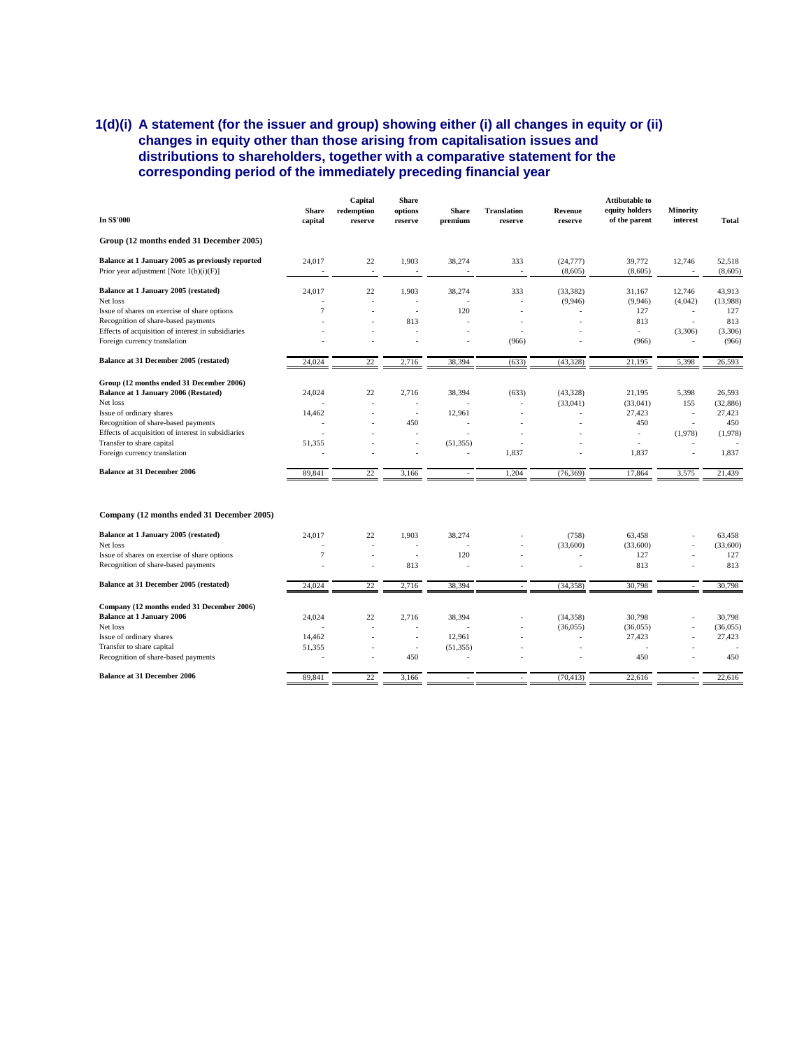## 1(d)(i) A statement (for the issuer and group) showing either (i) all changes in equity or (ii) changes in equity other than those arising from capitalisation issues and distributions to shareholders, together with a comparative statement for the corresponding period of the immediately preceding financial year

| In S$'000 | Share capital | Capital redemption reserve | Share options reserve | Share premium | Translation reserve | Revenue reserve | Attibutable to equity holders of the parent | Minority interest | Total |
|---|---|---|---|---|---|---|---|---|---|
| **Group (12 months ended 31 December 2005)** | | | | | | | | | |
| **Balance at 1 January 2005 as previously reported** | 24,017 | 22 | 1,903 | 38,274 | 333 | (24,777) | 39,772 | 12,746 | 52,518 |
| Prior year adjustment [Note 1(b)(i)(F)] | - | - | - | - | - | (8,605) | (8,605) | - | (8,605) |
| **Balance at 1 January 2005 (restated)** | 24,017 | 22 | 1,903 | 38,274 | 333 | (33,382) | 31,167 | 12,746 | 43,913 |
| Net loss | - | - | - | - | - | (9,946) | (9,946) | (4,042) | (13,988) |
| Issue of shares on exercise of share options | 7 | - | - | 120 | - | - | 127 | - | 127 |
| Recognition of share-based payments | - | - | 813 | - | - | - | 813 | - | 813 |
| Effects of acquisition of interest in subsidiaries | - | - | - | - | - | - | - | (3,306) | (3,306) |
| Foreign currency translation | - | - | - | - | (966) | - | (966) | - | (966) |
| **Balance at 31 December 2005 (restated)** | 24,024 | 22 | 2,716 | 38,394 | (633) | (43,328) | 21,195 | 5,398 | 26,593 |
| **Group (12 months ended 31 December 2006)** | | | | | | | | | |
| **Balance at 1 January 2006 (Restated)** | 24,024 | 22 | 2,716 | 38,394 | (633) | (43,328) | 21,195 | 5,398 | 26,593 |
| Net loss | - | - | - | - | - | (33,041) | (33,041) | 155 | (32,886) |
| Issue of ordinary shares | 14,462 | - | - | 12,961 | - | - | 27,423 | - | 27,423 |
| Recognition of share-based payments | - | - | 450 | - | - | - | 450 | - | 450 |
| Effects of acquisition of interest in subsidiaries | - | - | - | - | - | - | - | (1,978) | (1,978) |
| Transfer to share capital | 51,355 | - | - | (51,355) | - | - | - | - | - |
| Foreign currency translation | - | - | - | - | 1,837 | - | 1,837 | - | 1,837 |
| **Balance at 31 December 2006** | 89,841 | 22 | 3,166 | - | 1,204 | (76,369) | 17,864 | 3,575 | 21,439 |
| **Company (12 months ended 31 December 2005)** | | | | | | | | | |
| **Balance at 1 January 2005 (restated)** | 24,017 | 22 | 1,903 | 38,274 | - | (758) | 63,458 | - | 63,458 |
| Net loss | - | - | - | - | - | (33,600) | (33,600) | - | (33,600) |
| Issue of shares on exercise of share options | 7 | - | - | 120 | - | - | 127 | - | 127 |
| Recognition of share-based payments | - | - | 813 | - | - | - | 813 | - | 813 |
| **Balance at 31 December 2005 (restated)** | 24,024 | 22 | 2,716 | 38,394 | - | (34,358) | 30,798 | - | 30,798 |
| **Company (12 months ended 31 December 2006)** | | | | | | | | | |
| **Balance at 1 January 2006** | 24,024 | 22 | 2,716 | 38,394 | - | (34,358) | 30,798 | - | 30,798 |
| Net loss | - | - | - | - | - | (36,055) | (36,055) | - | (36,055) |
| Issue of ordinary shares | 14,462 | - | - | 12,961 | - | - | 27,423 | - | 27,423 |
| Transfer to share capital | 51,355 | - | - | (51,355) | - | - | - | - | - |
| Recognition of share-based payments | - | - | 450 | - | - | - | 450 | - | 450 |
| **Balance at 31 December 2006** | 89,841 | 22 | 3,166 | - | - | (70,413) | 22,616 | - | 22,616 |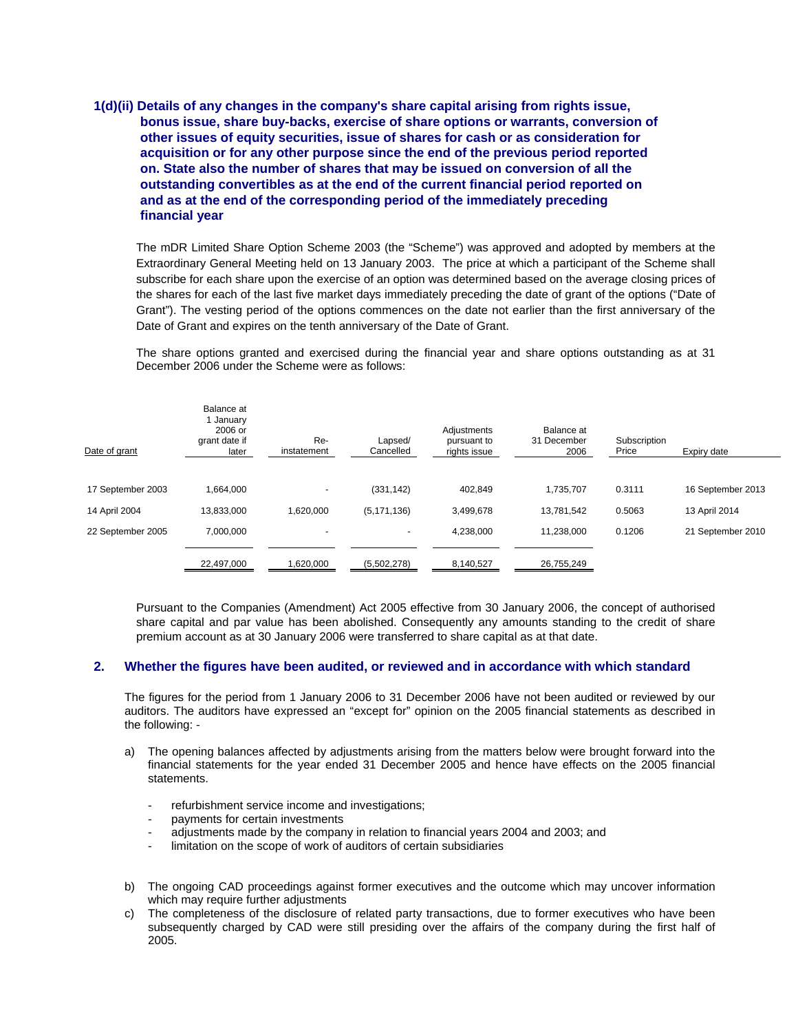### 1(d)(ii) Details of any changes in the company's share capital arising from rights issue, bonus issue, share buy-backs, exercise of share options or warrants, conversion of other issues of equity securities, issue of shares for cash or as consideration for acquisition or for any other purpose since the end of the previous period reported on. State also the number of shares that may be issued on conversion of all the outstanding convertibles as at the end of the current financial period reported on and as at the end of the corresponding period of the immediately preceding financial year

The mDR Limited Share Option Scheme 2003 (the "Scheme") was approved and adopted by members at the Extraordinary General Meeting held on 13 January 2003. The price at which a participant of the Scheme shall subscribe for each share upon the exercise of an option was determined based on the average closing prices of the shares for each of the last five market days immediately preceding the date of grant of the options ("Date of Grant"). The vesting period of the options commences on the date not earlier than the first anniversary of the Date of Grant and expires on the tenth anniversary of the Date of Grant.

The share options granted and exercised during the financial year and share options outstanding as at 31 December 2006 under the Scheme were as follows:

| Date of grant | Balance at 1 January 2006 or grant date if later | Re-instatement | Lapsed/ Cancelled | Adjustments pursuant to rights issue | Balance at 31 December 2006 | Subscription Price | Expiry date |
|---|---|---|---|---|---|---|---|
| 17 September 2003 | 1,664,000 | - | (331,142) | 402,849 | 1,735,707 | 0.3111 | 16 September 2013 |
| 14 April 2004 | 13,833,000 | 1,620,000 | (5,171,136) | 3,499,678 | 13,781,542 | 0.5063 | 13 April 2014 |
| 22 September 2005 | 7,000,000 | - | - | 4,238,000 | 11,238,000 | 0.1206 | 21 September 2010 |
| | 22,497,000 | 1,620,000 | (5,502,278) | 8,140,527 | 26,755,249 | | |

Pursuant to the Companies (Amendment) Act 2005 effective from 30 January 2006, the concept of authorised share capital and par value has been abolished. Consequently any amounts standing to the credit of share premium account as at 30 January 2006 were transferred to share capital as at that date.

### 2. Whether the figures have been audited, or reviewed and in accordance with which standard

The figures for the period from 1 January 2006 to 31 December 2006 have not been audited or reviewed by our auditors. The auditors have expressed an "except for" opinion on the 2005 financial statements as described in the following: -

a) The opening balances affected by adjustments arising from the matters below were brought forward into the financial statements for the year ended 31 December 2005 and hence have effects on the 2005 financial statements.

- refurbishment service income and investigations;
- payments for certain investments
- adjustments made by the company in relation to financial years 2004 and 2003; and
- limitation on the scope of work of auditors of certain subsidiaries

b) The ongoing CAD proceedings against former executives and the outcome which may uncover information which may require further adjustments

c) The completeness of the disclosure of related party transactions, due to former executives who have been subsequently charged by CAD were still presiding over the affairs of the company during the first half of 2005.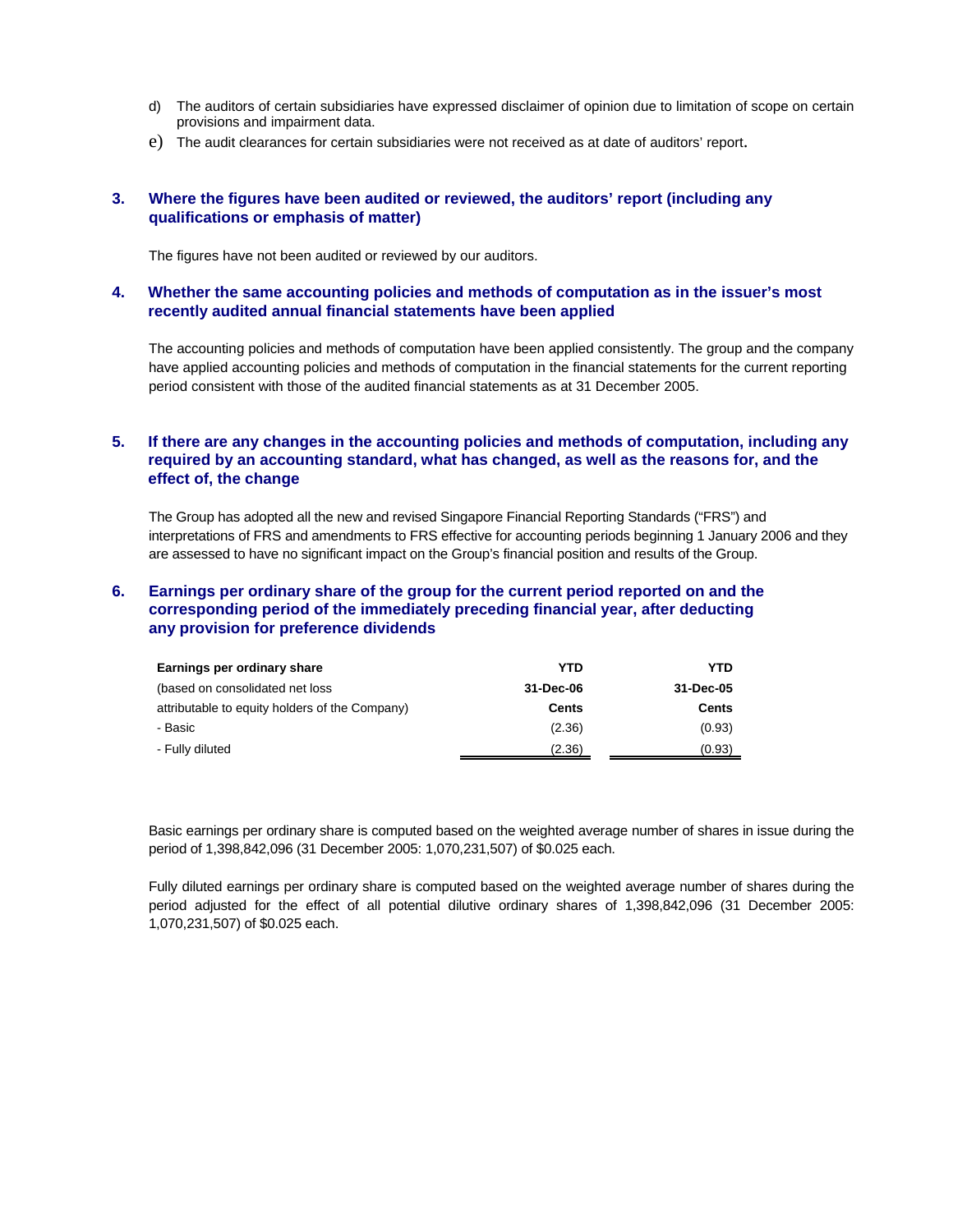d) The auditors of certain subsidiaries have expressed disclaimer of opinion due to limitation of scope on certain provisions and impairment data.

e) The audit clearances for certain subsidiaries were not received as at date of auditors' report.

### 3. Where the figures have been audited or reviewed, the auditors' report (including any qualifications or emphasis of matter)

The figures have not been audited or reviewed by our auditors.

### 4. Whether the same accounting policies and methods of computation as in the issuer's most recently audited annual financial statements have been applied

The accounting policies and methods of computation have been applied consistently. The group and the company have applied accounting policies and methods of computation in the financial statements for the current reporting period consistent with those of the audited financial statements as at 31 December 2005.

### 5. If there are any changes in the accounting policies and methods of computation, including any required by an accounting standard, what has changed, as well as the reasons for, and the effect of, the change

The Group has adopted all the new and revised Singapore Financial Reporting Standards ("FRS") and interpretations of FRS and amendments to FRS effective for accounting periods beginning 1 January 2006 and they are assessed to have no significant impact on the Group's financial position and results of the Group.

### 6. Earnings per ordinary share of the group for the current period reported on and the corresponding period of the immediately preceding financial year, after deducting any provision for preference dividends

| **Earnings per ordinary share** | **YTD** | **YTD** |
|---|---|---|
| (based on consolidated net loss | **31-Dec-06** | **31-Dec-05** |
| attributable to equity holders of the Company) | **Cents** | **Cents** |
| - Basic | (2.36) | (0.93) |
| - Fully diluted | (2.36) | (0.93) |

Basic earnings per ordinary share is computed based on the weighted average number of shares in issue during the period of 1,398,842,096 (31 December 2005: 1,070,231,507) of $0.025 each.

Fully diluted earnings per ordinary share is computed based on the weighted average number of shares during the period adjusted for the effect of all potential dilutive ordinary shares of 1,398,842,096 (31 December 2005: 1,070,231,507) of $0.025 each.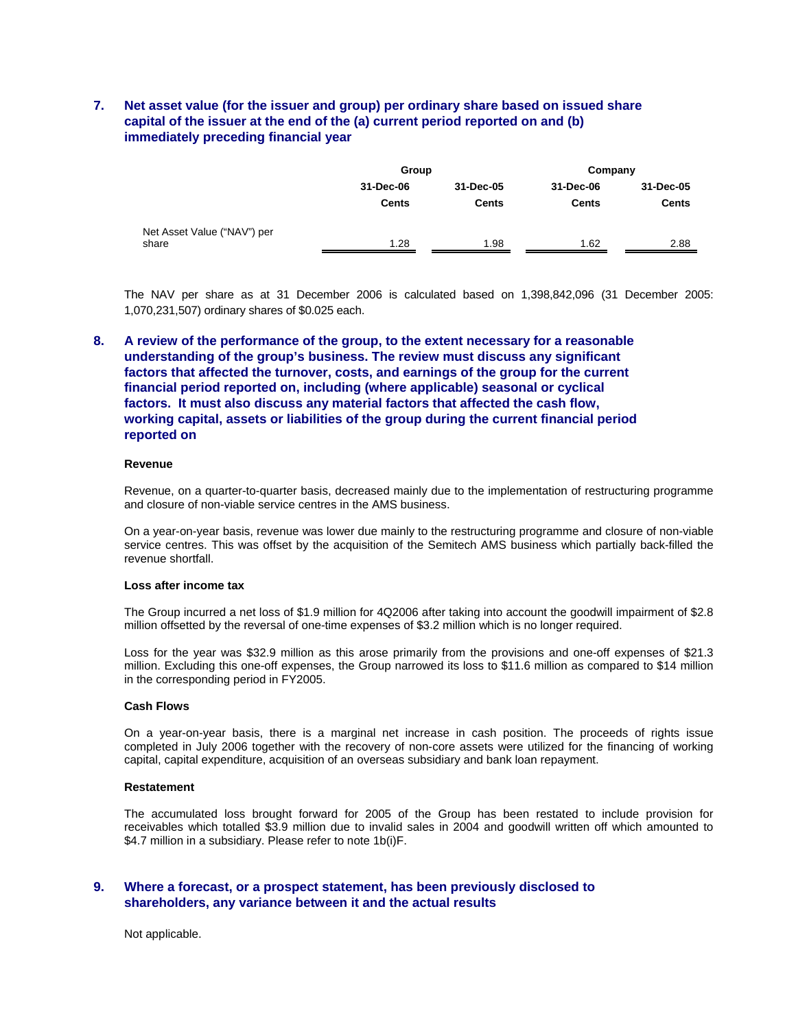## 7. Net asset value (for the issuer and group) per ordinary share based on issued share capital of the issuer at the end of the (a) current period reported on and (b) immediately preceding financial year

| | Group | | Company | |
|---|---|---|---|---|
| | 31-Dec-06 | 31-Dec-05 | 31-Dec-06 | 31-Dec-05 |
| | Cents | Cents | Cents | Cents |
| Net Asset Value ("NAV") per share | 1.28 | 1.98 | 1.62 | 2.88 |

The NAV per share as at 31 December 2006 is calculated based on 1,398,842,096 (31 December 2005: 1,070,231,507) ordinary shares of $0.025 each.

## 8. A review of the performance of the group, to the extent necessary for a reasonable understanding of the group's business. The review must discuss any significant factors that affected the turnover, costs, and earnings of the group for the current financial period reported on, including (where applicable) seasonal or cyclical factors. It must also discuss any material factors that affected the cash flow, working capital, assets or liabilities of the group during the current financial period reported on

**Revenue**

Revenue, on a quarter-to-quarter basis, decreased mainly due to the implementation of restructuring programme and closure of non-viable service centres in the AMS business.

On a year-on-year basis, revenue was lower due mainly to the restructuring programme and closure of non-viable service centres. This was offset by the acquisition of the Semitech AMS business which partially back-filled the revenue shortfall.

**Loss after income tax**

The Group incurred a net loss of $1.9 million for 4Q2006 after taking into account the goodwill impairment of $2.8 million offsetted by the reversal of one-time expenses of $3.2 million which is no longer required.

Loss for the year was $32.9 million as this arose primarily from the provisions and one-off expenses of $21.3 million. Excluding this one-off expenses, the Group narrowed its loss to $11.6 million as compared to $14 million in the corresponding period in FY2005.

**Cash Flows**

On a year-on-year basis, there is a marginal net increase in cash position. The proceeds of rights issue completed in July 2006 together with the recovery of non-core assets were utilized for the financing of working capital, capital expenditure, acquisition of an overseas subsidiary and bank loan repayment.

**Restatement**

The accumulated loss brought forward for 2005 of the Group has been restated to include provision for receivables which totalled $3.9 million due to invalid sales in 2004 and goodwill written off which amounted to $4.7 million in a subsidiary. Please refer to note 1b(i)F.

## 9. Where a forecast, or a prospect statement, has been previously disclosed to shareholders, any variance between it and the actual results

Not applicable.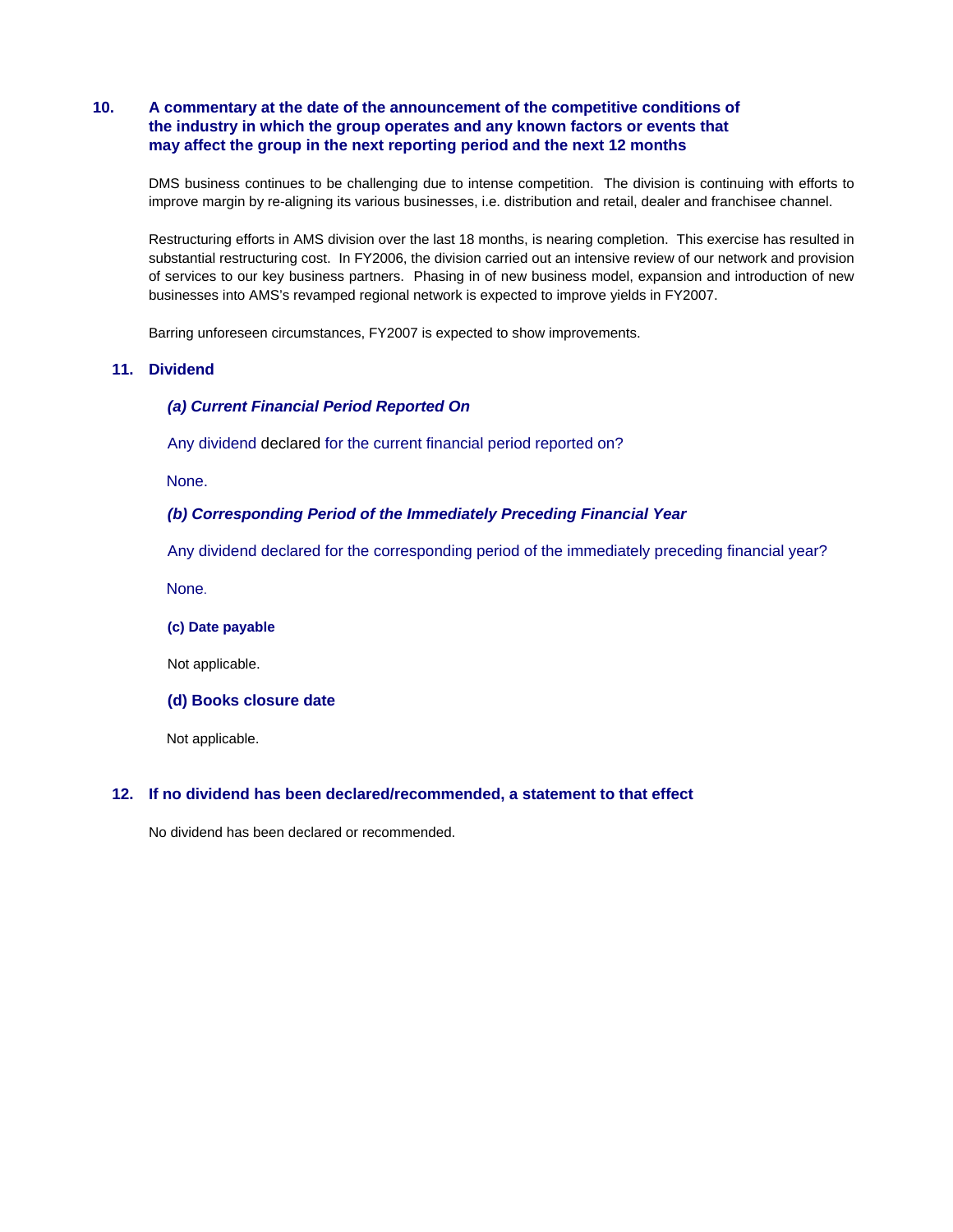## 10. A commentary at the date of the announcement of the competitive conditions of the industry in which the group operates and any known factors or events that may affect the group in the next reporting period and the next 12 months

DMS business continues to be challenging due to intense competition. The division is continuing with efforts to improve margin by re-aligning its various businesses, i.e. distribution and retail, dealer and franchisee channel.

Restructuring efforts in AMS division over the last 18 months, is nearing completion. This exercise has resulted in substantial restructuring cost. In FY2006, the division carried out an intensive review of our network and provision of services to our key business partners. Phasing in of new business model, expansion and introduction of new businesses into AMS's revamped regional network is expected to improve yields in FY2007.

Barring unforeseen circumstances, FY2007 is expected to show improvements.

## 11. Dividend

### *(a) Current Financial Period Reported On*

Any dividend declared for the current financial period reported on?

None.

### *(b) Corresponding Period of the Immediately Preceding Financial Year*

Any dividend declared for the corresponding period of the immediately preceding financial year?

None.

### (c) Date payable

Not applicable.

### (d) Books closure date

Not applicable.

## 12. If no dividend has been declared/recommended, a statement to that effect

No dividend has been declared or recommended.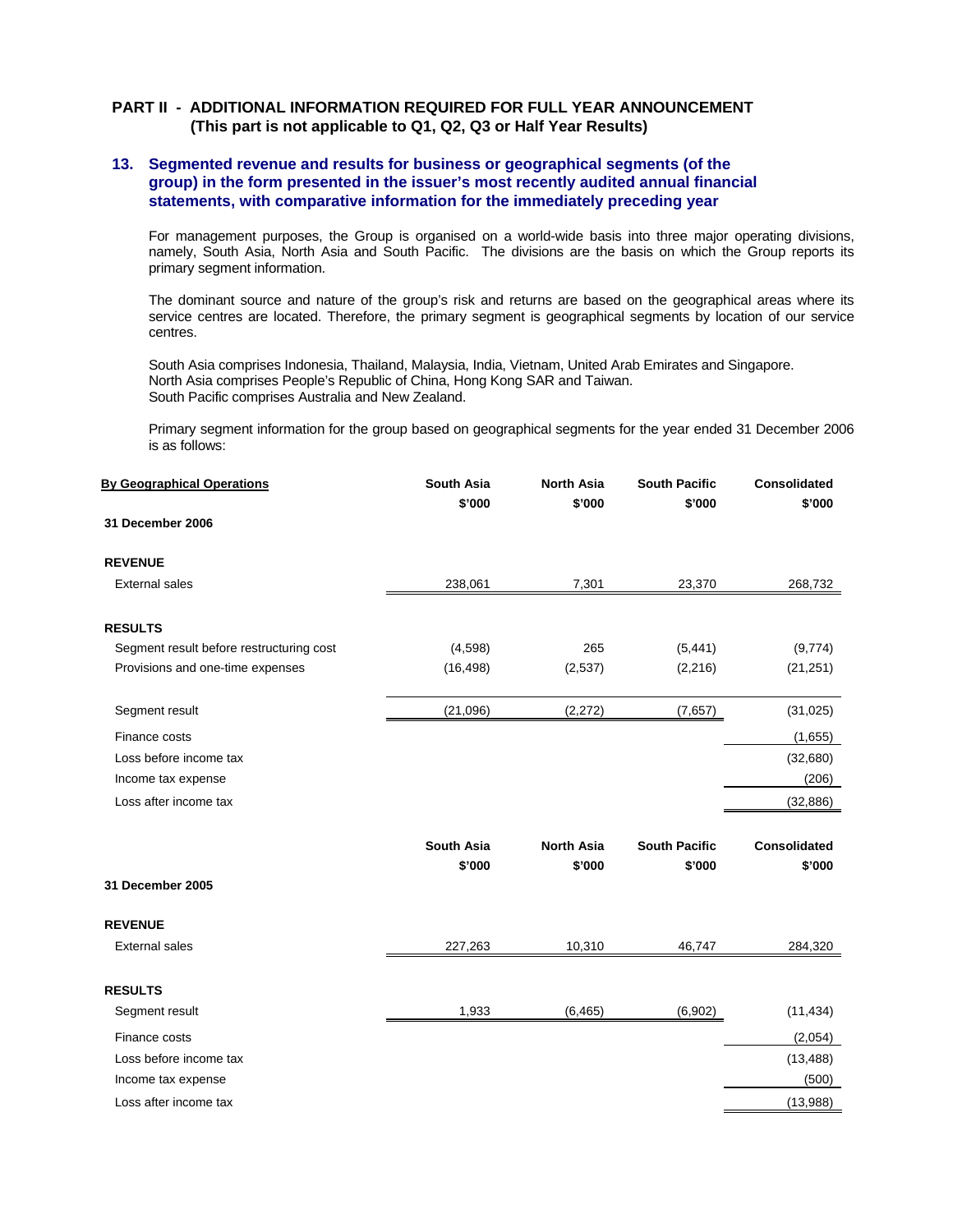## PART II - ADDITIONAL INFORMATION REQUIRED FOR FULL YEAR ANNOUNCEMENT (This part is not applicable to Q1, Q2, Q3 or Half Year Results)

### 13. Segmented revenue and results for business or geographical segments (of the group) in the form presented in the issuer's most recently audited annual financial statements, with comparative information for the immediately preceding year

For management purposes, the Group is organised on a world-wide basis into three major operating divisions, namely, South Asia, North Asia and South Pacific. The divisions are the basis on which the Group reports its primary segment information.

The dominant source and nature of the group's risk and returns are based on the geographical areas where its service centres are located. Therefore, the primary segment is geographical segments by location of our service centres.

South Asia comprises Indonesia, Thailand, Malaysia, India, Vietnam, United Arab Emirates and Singapore.
North Asia comprises People's Republic of China, Hong Kong SAR and Taiwan.
South Pacific comprises Australia and New Zealand.

Primary segment information for the group based on geographical segments for the year ended 31 December 2006 is as follows:

| **By Geographical Operations** | **South Asia** | **North Asia** | **South Pacific** | **Consolidated** |
|---|---|---|---|---|
| | **\$'000** | **\$'000** | **\$'000** | **\$'000** |
| **31 December 2006** | | | | |
| **REVENUE** | | | | |
| External sales | 238,061 | 7,301 | 23,370 | 268,732 |
| **RESULTS** | | | | |
| Segment result before restructuring cost | (4,598) | 265 | (5,441) | (9,774) |
| Provisions and one-time expenses | (16,498) | (2,537) | (2,216) | (21,251) |
| Segment result | (21,096) | (2,272) | (7,657) | (31,025) |
| Finance costs | | | | (1,655) |
| Loss before income tax | | | | (32,680) |
| Income tax expense | | | | (206) |
| Loss after income tax | | | | (32,886) |

| | **South Asia** | **North Asia** | **South Pacific** | **Consolidated** |
|---|---|---|---|---|
| | **\$'000** | **\$'000** | **\$'000** | **\$'000** |
| **31 December 2005** | | | | |
| **REVENUE** | | | | |
| External sales | 227,263 | 10,310 | 46,747 | 284,320 |
| **RESULTS** | | | | |
| Segment result | 1,933 | (6,465) | (6,902) | (11,434) |
| Finance costs | | | | (2,054) |
| Loss before income tax | | | | (13,488) |
| Income tax expense | | | | (500) |
| Loss after income tax | | | | (13,988) |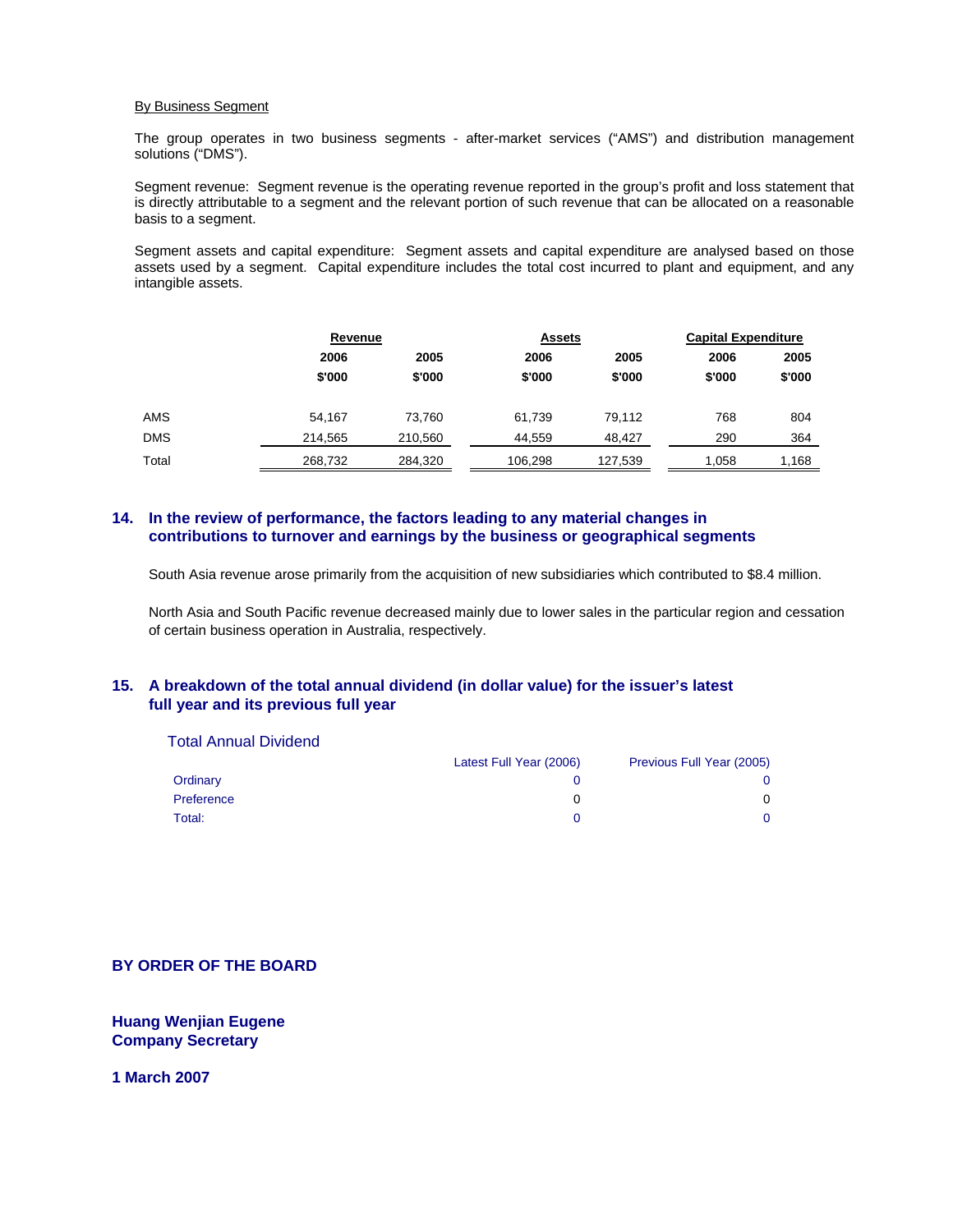By Business Segment

The group operates in two business segments - after-market services ("AMS") and distribution management solutions ("DMS").

Segment revenue: Segment revenue is the operating revenue reported in the group's profit and loss statement that is directly attributable to a segment and the relevant portion of such revenue that can be allocated on a reasonable basis to a segment.

Segment assets and capital expenditure: Segment assets and capital expenditure are analysed based on those assets used by a segment. Capital expenditure includes the total cost incurred to plant and equipment, and any intangible assets.

| | Revenue | | Assets | | Capital Expenditure | |
|---|---|---|---|---|---|---|
| | 2006 | 2005 | 2006 | 2005 | 2006 | 2005 |
| | $'000 | $'000 | $'000 | $'000 | $'000 | $'000 |
| AMS | 54,167 | 73,760 | 61,739 | 79,112 | 768 | 804 |
| DMS | 214,565 | 210,560 | 44,559 | 48,427 | 290 | 364 |
| Total | 268,732 | 284,320 | 106,298 | 127,539 | 1,058 | 1,168 |

## 14. In the review of performance, the factors leading to any material changes in contributions to turnover and earnings by the business or geographical segments

South Asia revenue arose primarily from the acquisition of new subsidiaries which contributed to $8.4 million.

North Asia and South Pacific revenue decreased mainly due to lower sales in the particular region and cessation of certain business operation in Australia, respectively.

## 15. A breakdown of the total annual dividend (in dollar value) for the issuer's latest full year and its previous full year

Total Annual Dividend

| | Latest Full Year (2006) | Previous Full Year (2005) |
|---|---|---|
| Ordinary | 0 | 0 |
| Preference | 0 | 0 |
| Total: | 0 | 0 |

**BY ORDER OF THE BOARD**

**Huang Wenjian Eugene**
**Company Secretary**

**1 March 2007**